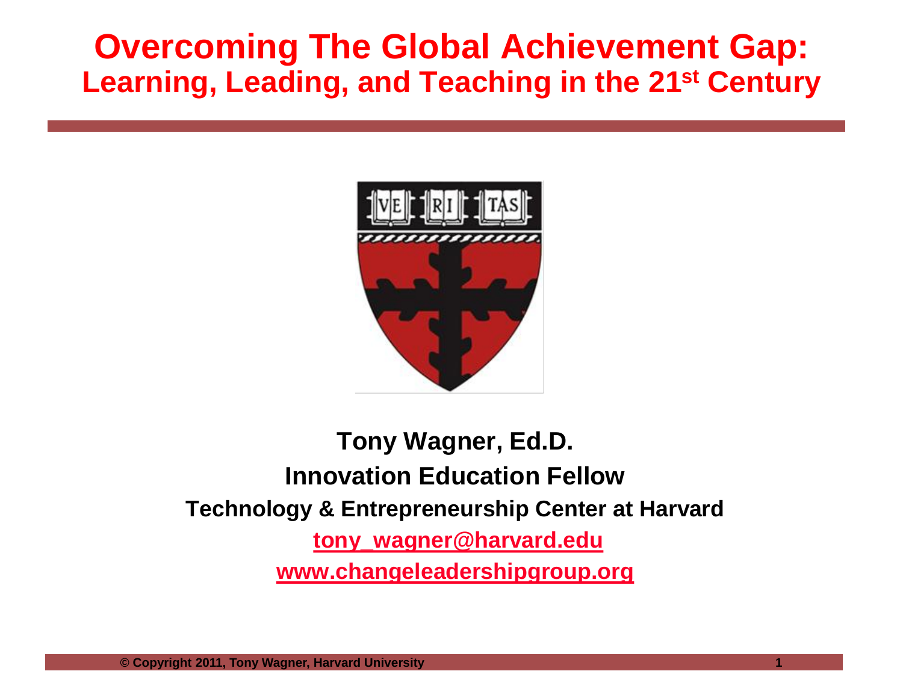# Overcoming The Global Achievement Gap:

## Learning, Leading, and Teaching in the 21st Century

**Tony Wagner, Ed.D.**

**Innovation Education Fellow**

**Technology & Entrepreneurship Center at Harvard**

**tony_wagner@harvard.edu**

**www.changeleadershipgroup.org**

© Copyright 2011, Tony Wagner, Harvard University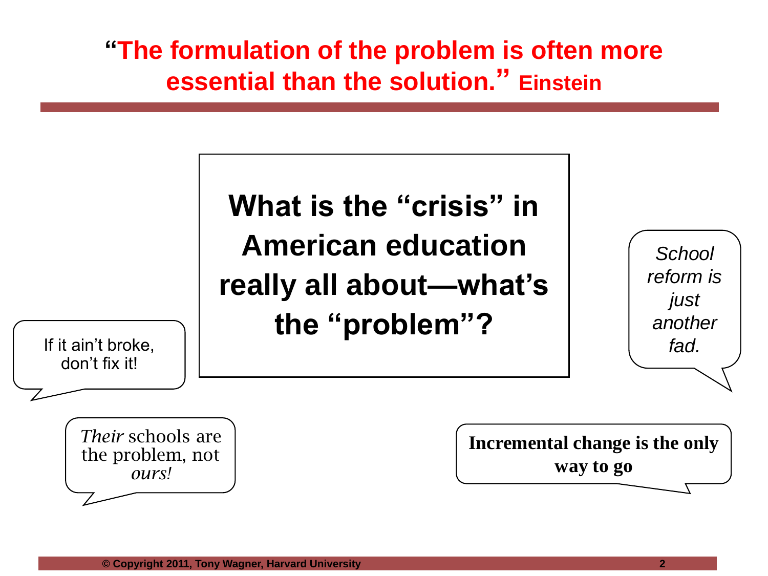# "The formulation of the problem is often more essential than the solution." Einstein

**What is the "crisis" in American education really all about—what's the "problem"?**

If it ain't broke, don't fix it!

*Their* schools are the problem, not *ours!*

*School reform is just another fad.*

**Incremental change is the only way to go**

**© Copyright 2011, Tony Wagner, Harvard University**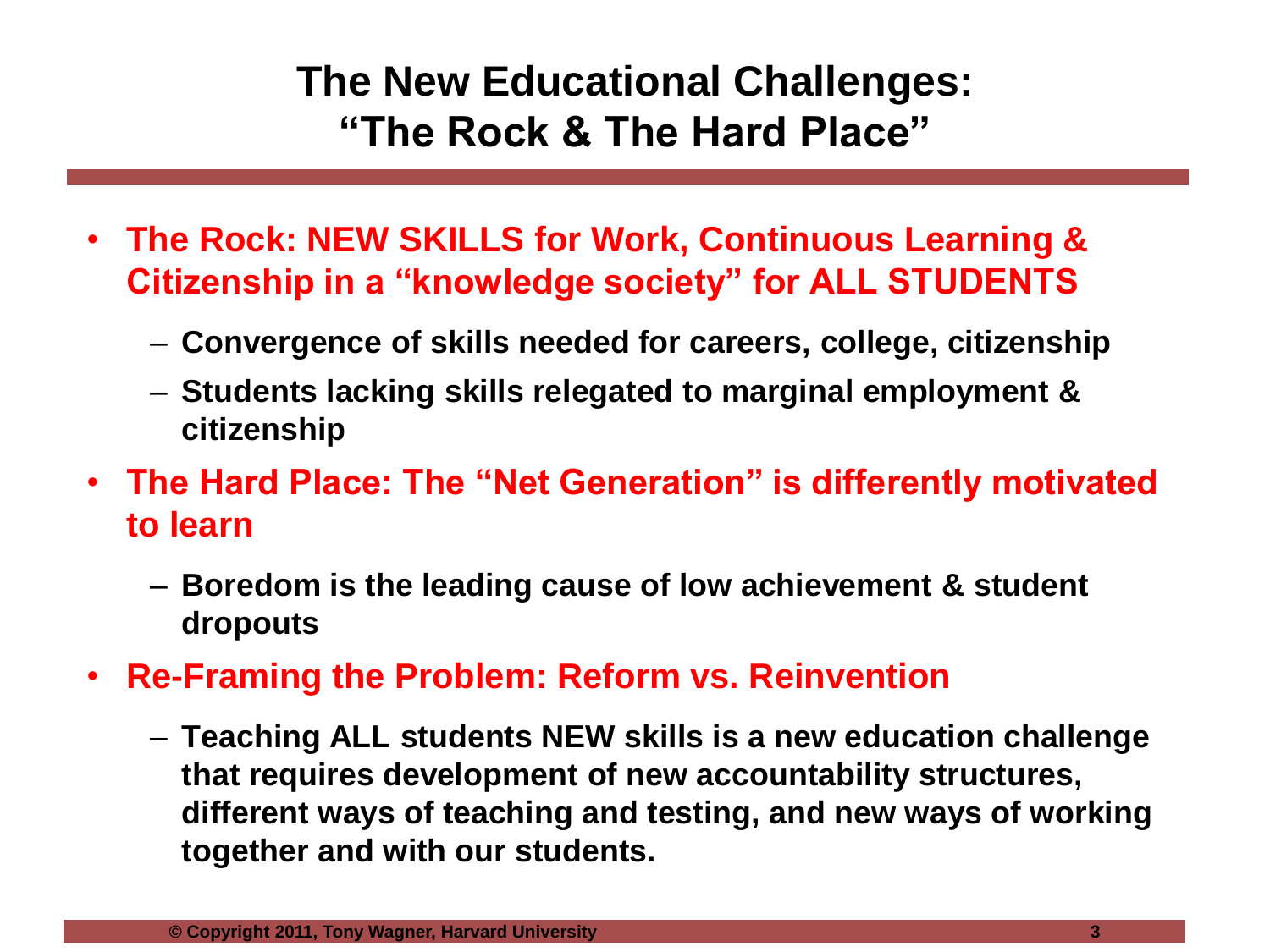# The New Educational Challenges: "The Rock & The Hard Place"

- **The Rock: NEW SKILLS for Work, Continuous Learning & Citizenship in a "knowledge society" for ALL STUDENTS**
  - **Convergence of skills needed for careers, college, citizenship**
  - **Students lacking skills relegated to marginal employment & citizenship**
- **The Hard Place: The "Net Generation" is differently motivated to learn**
  - **Boredom is the leading cause of low achievement & student dropouts**
- **Re-Framing the Problem: Reform vs. Reinvention**
  - **Teaching ALL students NEW skills is a new education challenge that requires development of new accountability structures, different ways of teaching and testing, and new ways of working together and with our students.**

**© Copyright 2011, Tony Wagner, Harvard University**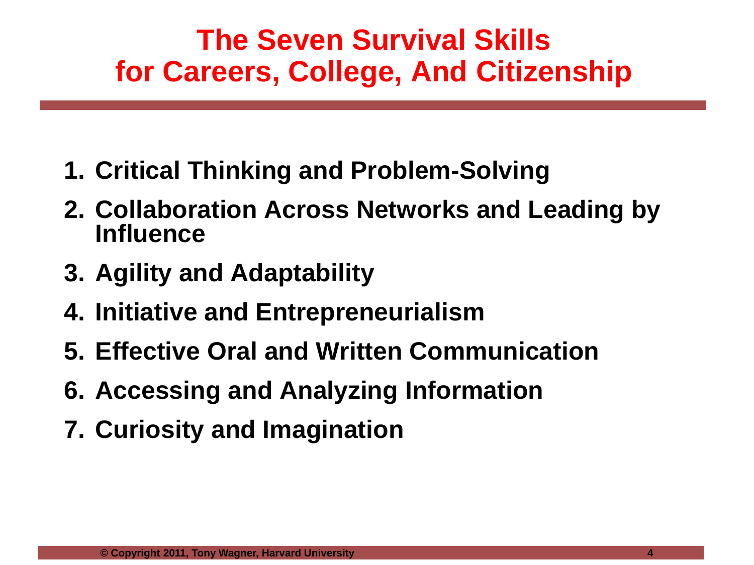# The Seven Survival Skills for Careers, College, And Citizenship

1. **Critical Thinking and Problem-Solving**
2. **Collaboration Across Networks and Leading by Influence**
3. **Agility and Adaptability**
4. **Initiative and Entrepreneurialism**
5. **Effective Oral and Written Communication**
6. **Accessing and Analyzing Information**
7. **Curiosity and Imagination**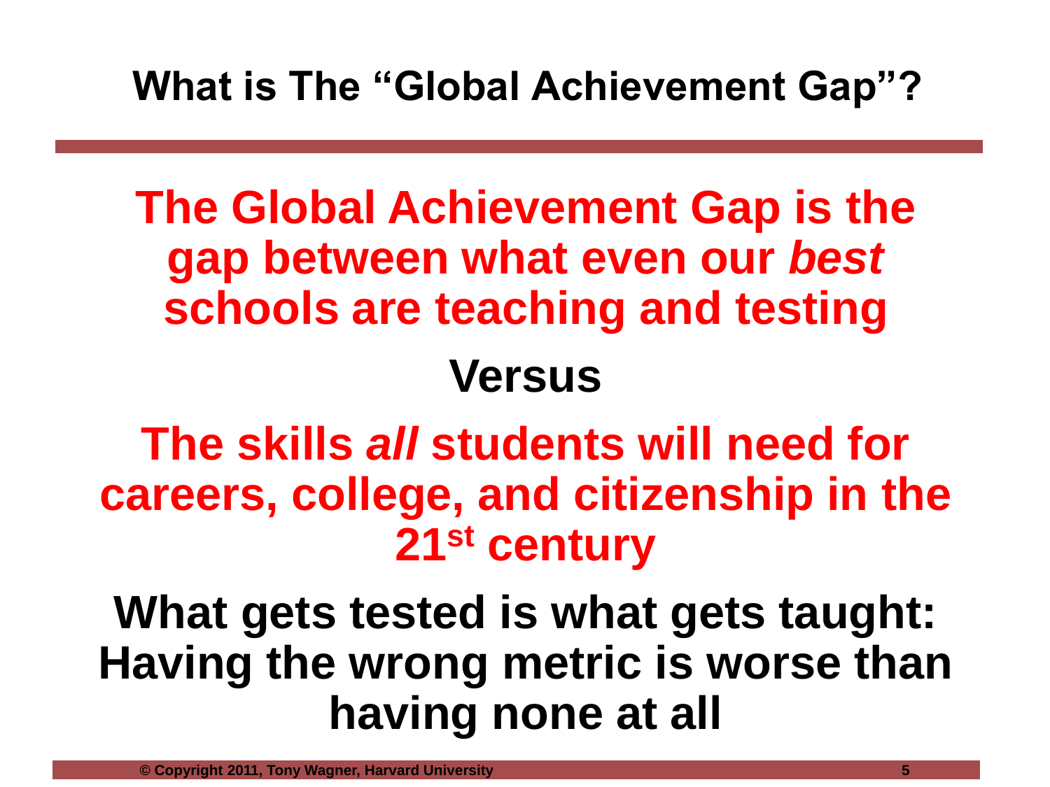## What is The "Global Achievement Gap"?

**The Global Achievement Gap is the gap between what even our *best* schools are teaching and testing**

**Versus**

**The skills *all* students will need for careers, college, and citizenship in the 21st century**

**What gets tested is what gets taught: Having the wrong metric is worse than having none at all**

© Copyright 2011, Tony Wagner, Harvard University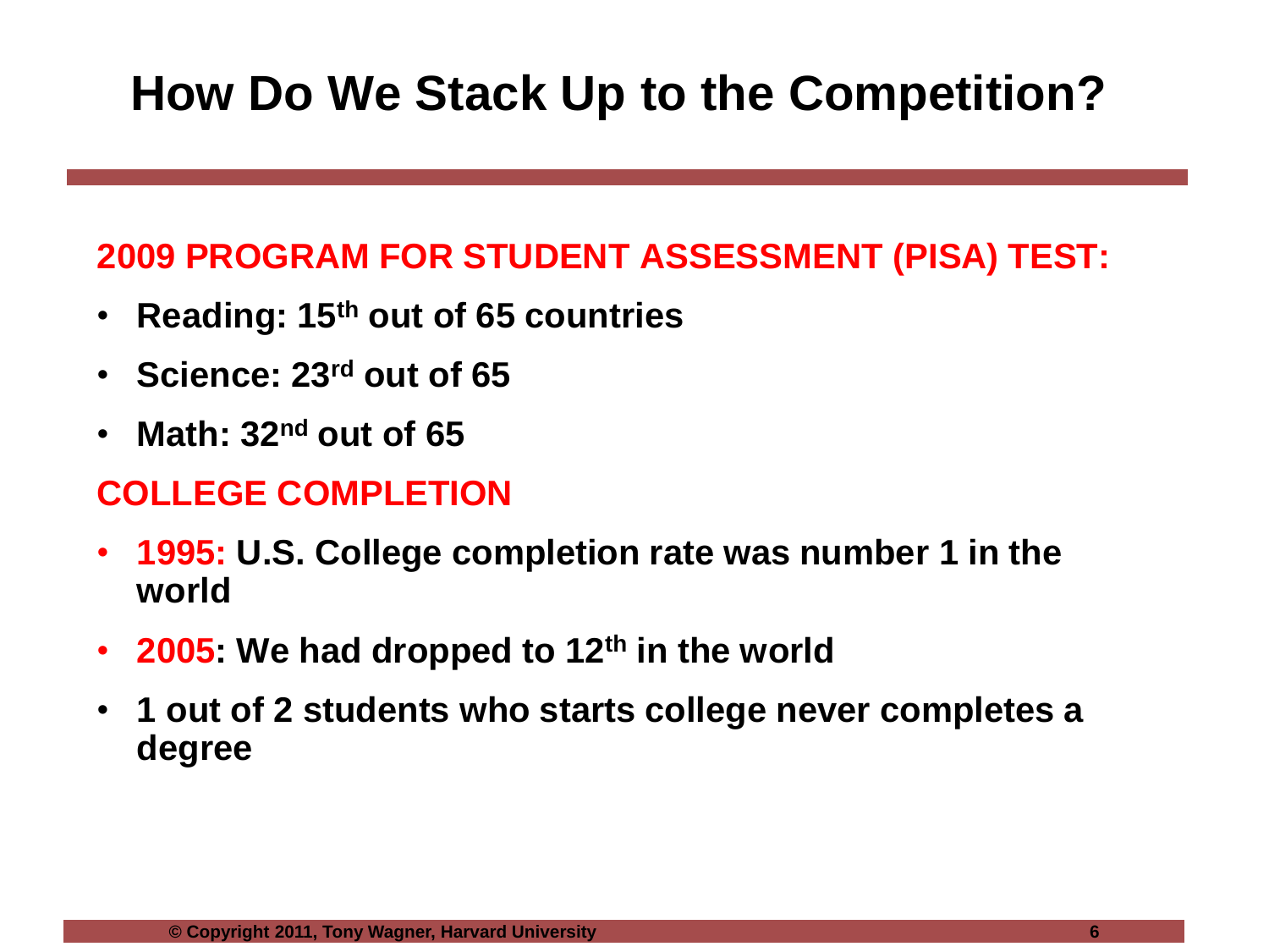# How Do We Stack Up to the Competition?

**2009 PROGRAM FOR STUDENT ASSESSMENT (PISA) TEST:**

- **Reading: 15th out of 65 countries**
- **Science: 23rd out of 65**
- **Math: 32nd out of 65**

**COLLEGE COMPLETION**

- **1995: U.S. College completion rate was number 1 in the world**
- **2005: We had dropped to 12th in the world**
- **1 out of 2 students who starts college never completes a degree**

**© Copyright 2011, Tony Wagner, Harvard University**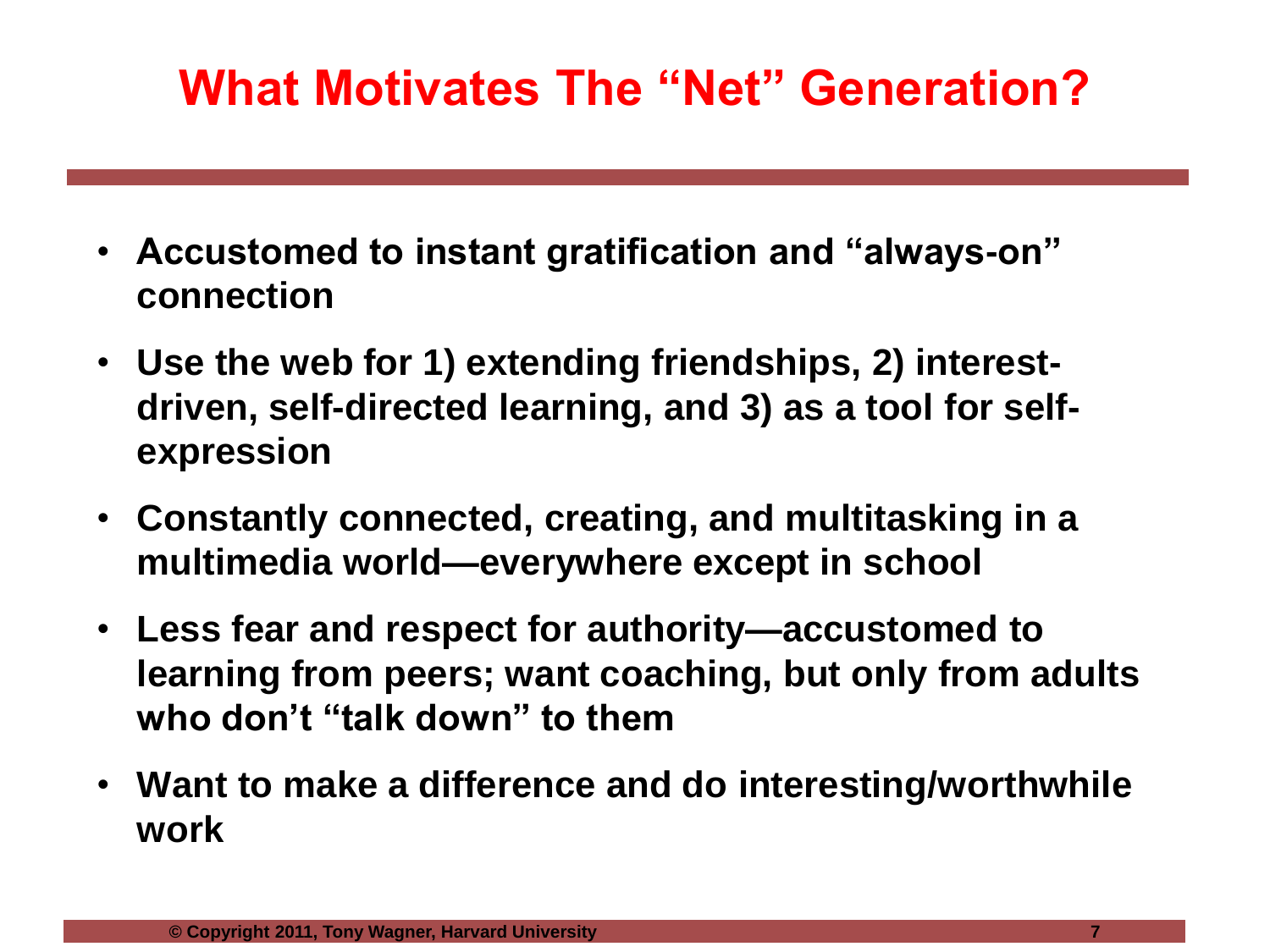# What Motivates The "Net" Generation?

- **Accustomed to instant gratification and "always-on" connection**
- **Use the web for 1) extending friendships, 2) interest-driven, self-directed learning, and 3) as a tool for self-expression**
- **Constantly connected, creating, and multitasking in a multimedia world—everywhere except in school**
- **Less fear and respect for authority—accustomed to learning from peers; want coaching, but only from adults who don't "talk down" to them**
- **Want to make a difference and do interesting/worthwhile work**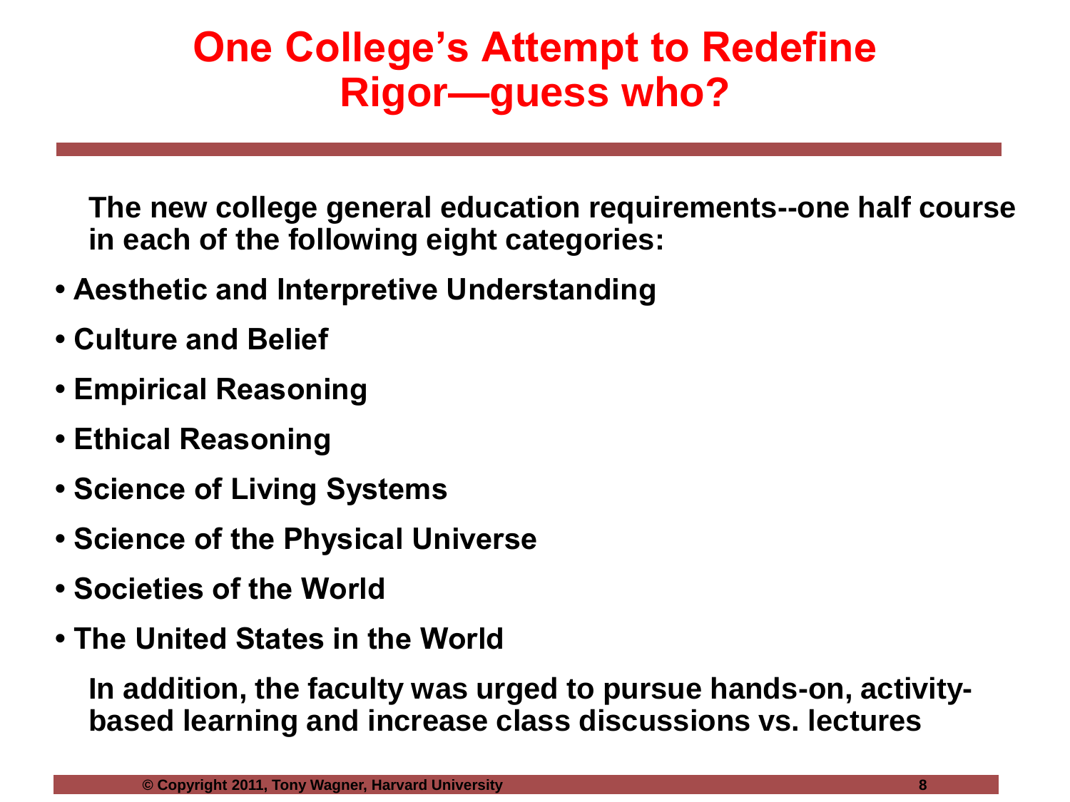# One College's Attempt to Redefine Rigor—guess who?

**The new college general education requirements--one half course in each of the following eight categories:**

- **Aesthetic and Interpretive Understanding**
- **Culture and Belief**
- **Empirical Reasoning**
- **Ethical Reasoning**
- **Science of Living Systems**
- **Science of the Physical Universe**
- **Societies of the World**
- **The United States in the World**

**In addition, the faculty was urged to pursue hands-on, activity-based learning and increase class discussions vs. lectures**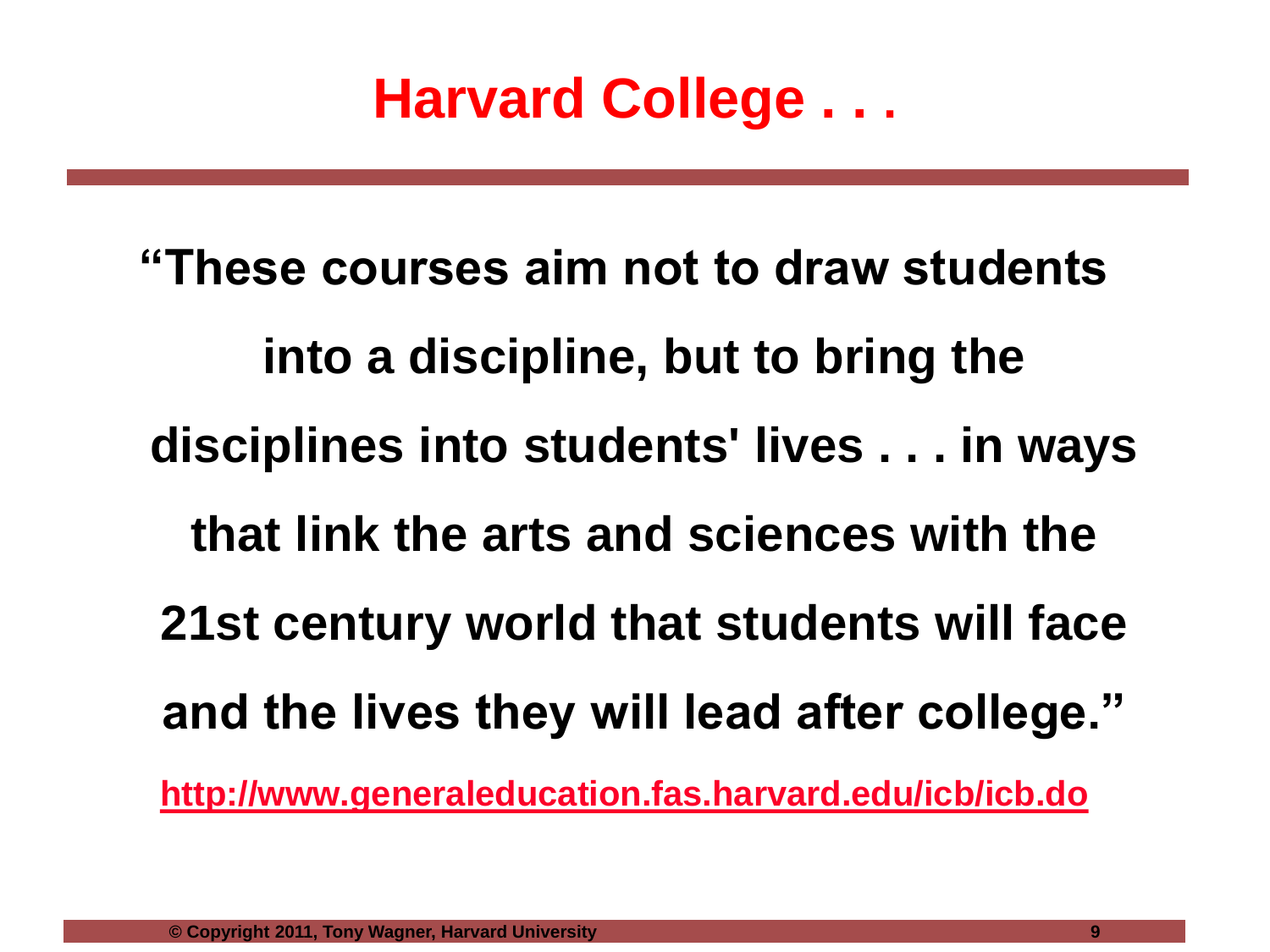# Harvard College . . .

**"These courses aim not to draw students into a discipline, but to bring the disciplines into students' lives . . . in ways that link the arts and sciences with the 21st century world that students will face and the lives they will lead after college."**

**http://www.generaleducation.fas.harvard.edu/icb/icb.do**

© Copyright 2011, Tony Wagner, Harvard University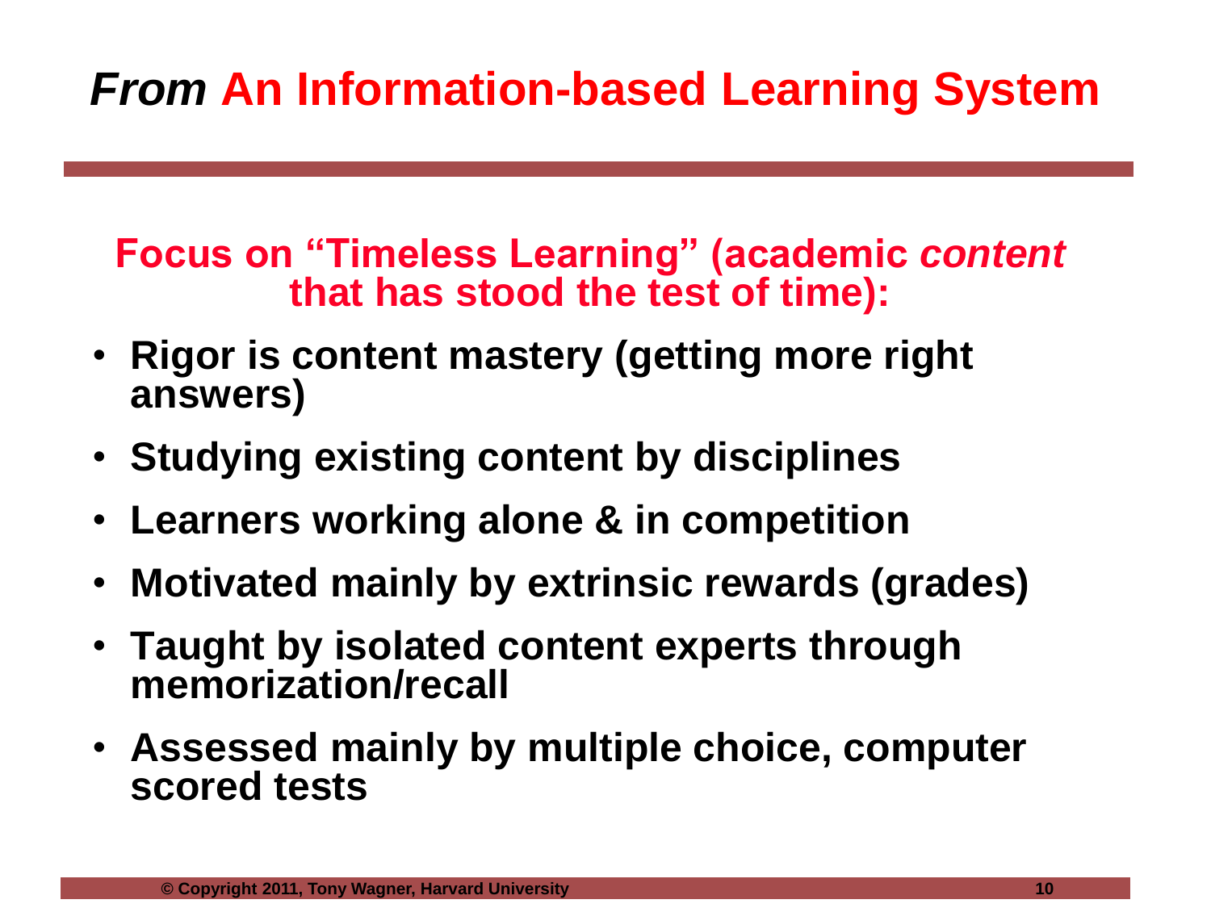# *From* An Information-based Learning System

**Focus on "Timeless Learning" (academic *content* that has stood the test of time):**

- **Rigor is content mastery (getting more right answers)**
- **Studying existing content by disciplines**
- **Learners working alone & in competition**
- **Motivated mainly by extrinsic rewards (grades)**
- **Taught by isolated content experts through memorization/recall**
- **Assessed mainly by multiple choice, computer scored tests**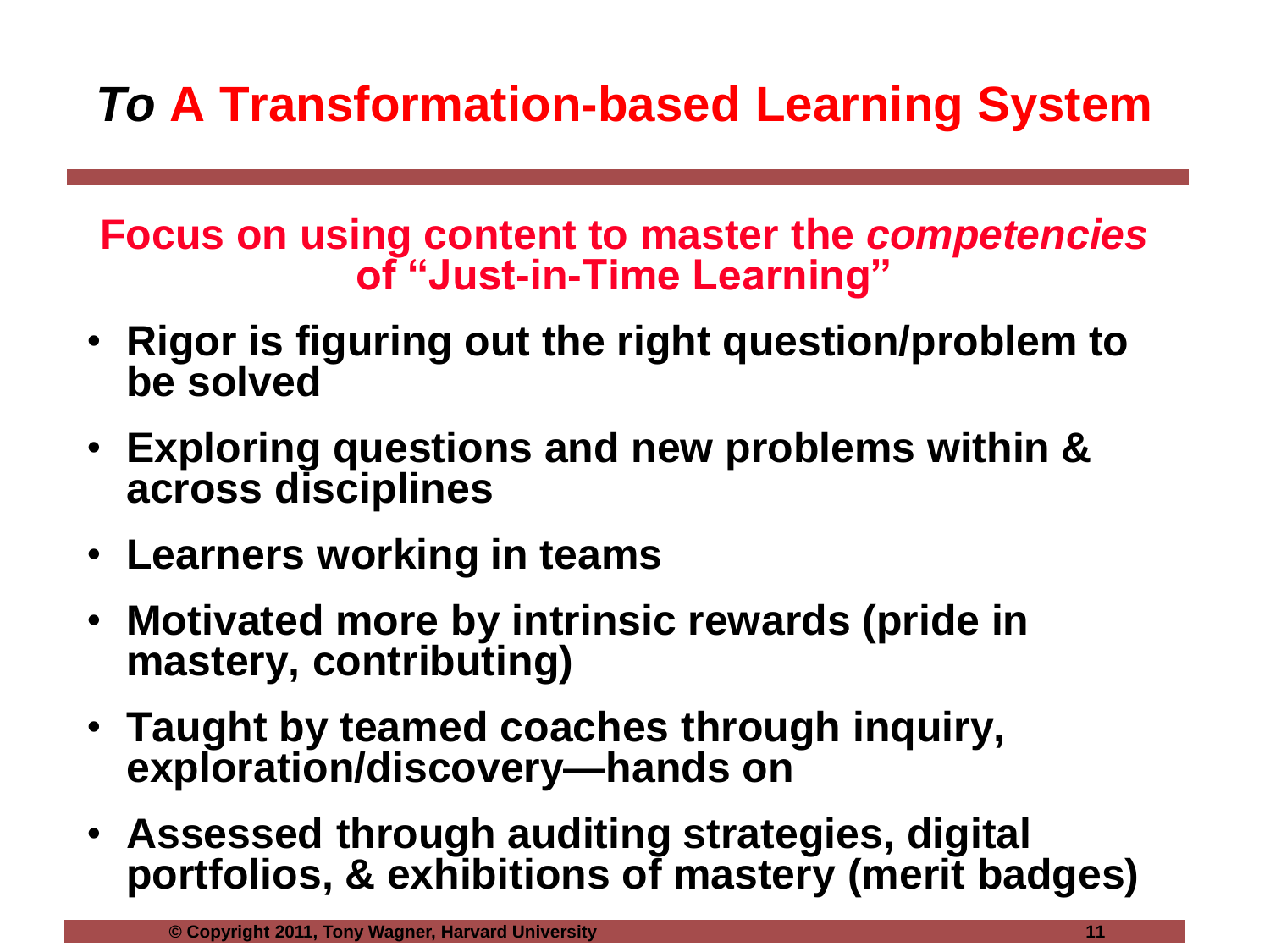# *To* A Transformation-based Learning System

**Focus on using content to master the *competencies* of "Just-in-Time Learning"**

- **Rigor is figuring out the right question/problem to be solved**
- **Exploring questions and new problems within & across disciplines**
- **Learners working in teams**
- **Motivated more by intrinsic rewards (pride in mastery, contributing)**
- **Taught by teamed coaches through inquiry, exploration/discovery—hands on**
- **Assessed through auditing strategies, digital portfolios, & exhibitions of mastery (merit badges)**

© Copyright 2011, Tony Wagner, Harvard University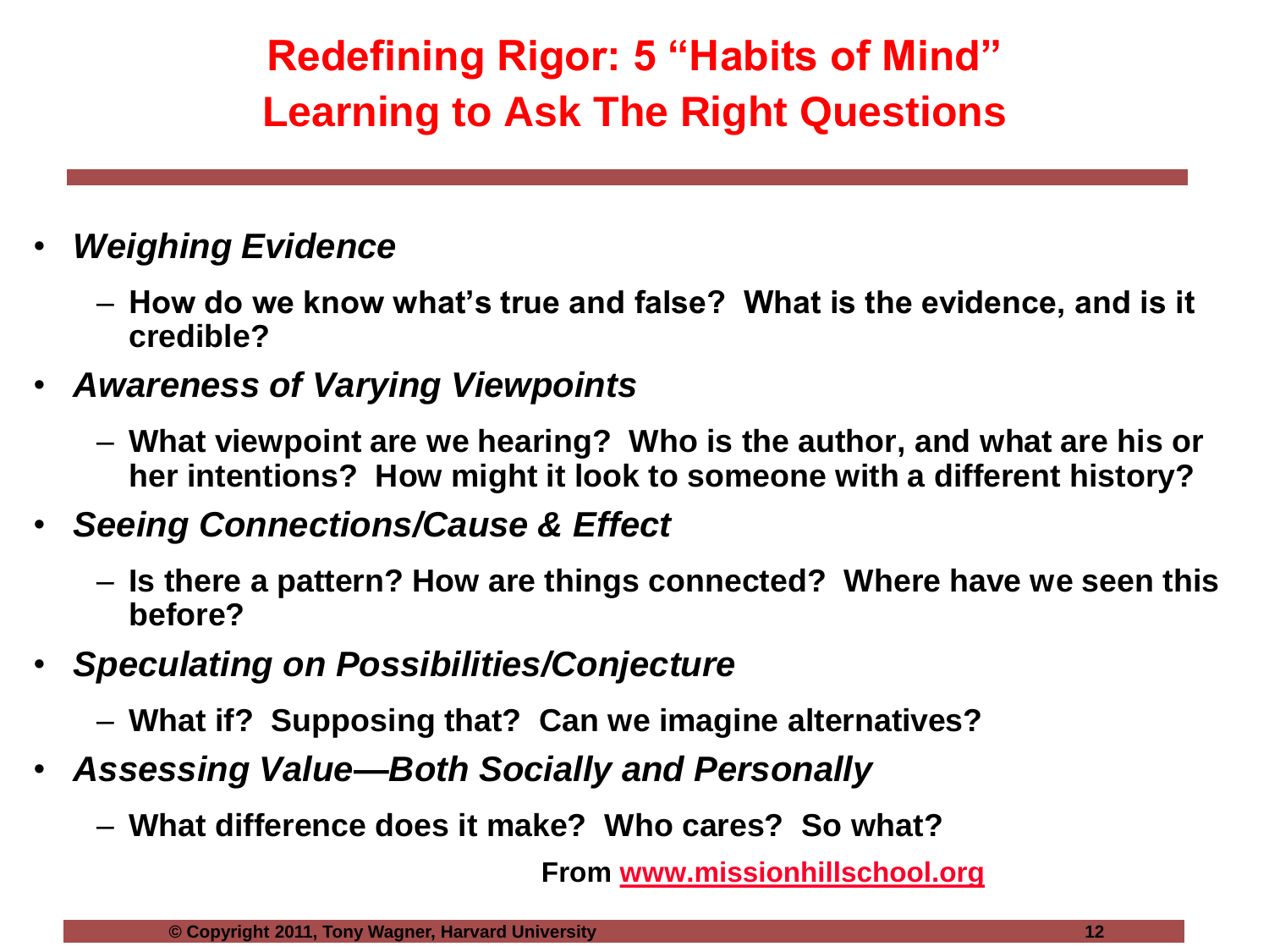# Redefining Rigor: 5 "Habits of Mind"
# Learning to Ask The Right Questions

- ***Weighing Evidence***
  - **How do we know what's true and false? What is the evidence, and is it credible?**
- ***Awareness of Varying Viewpoints***
  - **What viewpoint are we hearing? Who is the author, and what are his or her intentions? How might it look to someone with a different history?**
- ***Seeing Connections/Cause & Effect***
  - **Is there a pattern? How are things connected? Where have we seen this before?**
- ***Speculating on Possibilities/Conjecture***
  - **What if? Supposing that? Can we imagine alternatives?**
- ***Assessing Value—Both Socially and Personally***
  - **What difference does it make? Who cares? So what?**

**From [www.missionhillschool.org](http://www.missionhillschool.org)**

**© Copyright 2011, Tony Wagner, Harvard University**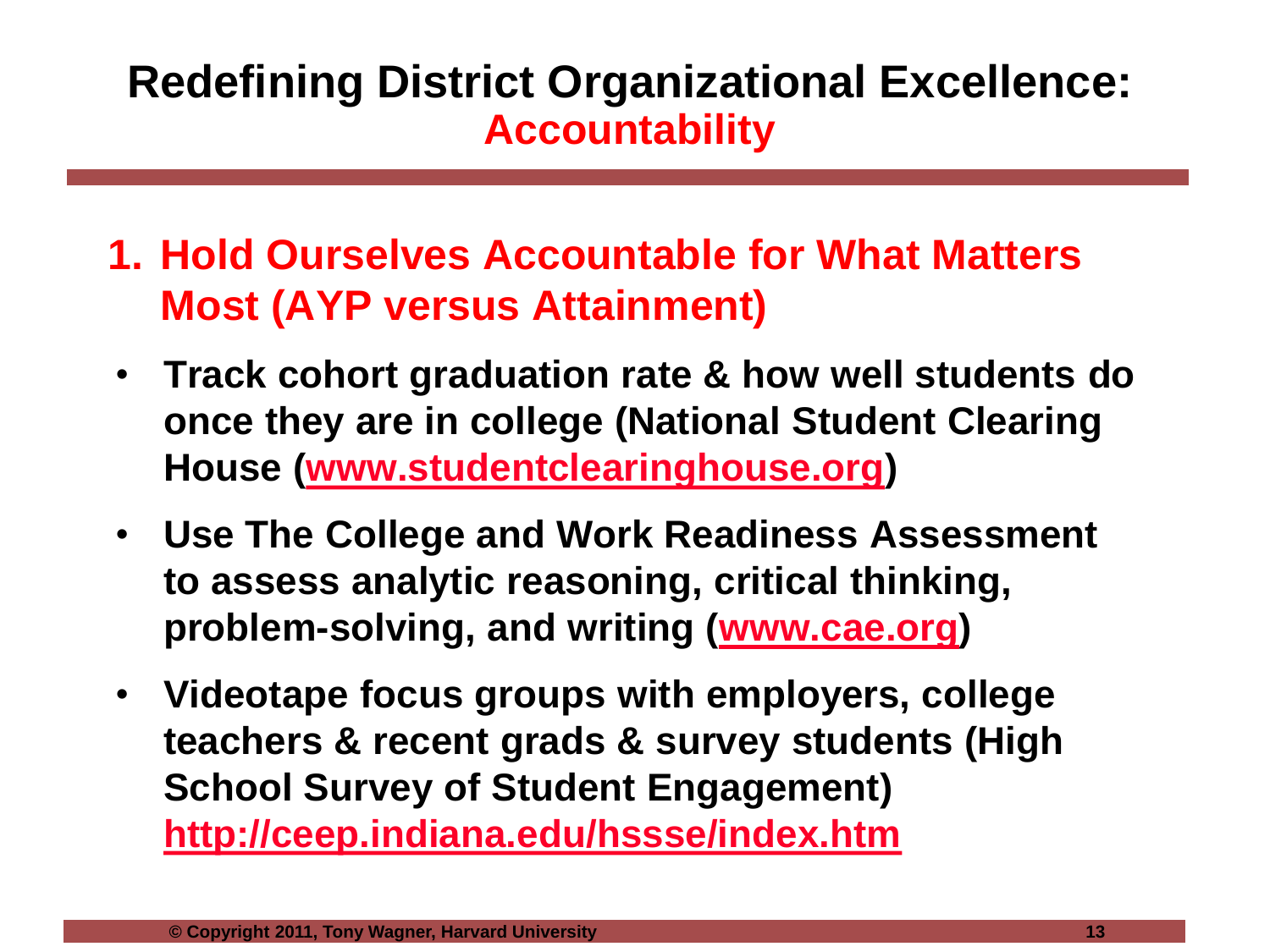# Redefining District Organizational Excellence: Accountability

## 1. Hold Ourselves Accountable for What Matters Most (AYP versus Attainment)

- **Track cohort graduation rate & how well students do once they are in college (National Student Clearing House (www.studentclearinghouse.org))**
- **Use The College and Work Readiness Assessment to assess analytic reasoning, critical thinking, problem-solving, and writing (www.cae.org)**
- **Videotape focus groups with employers, college teachers & recent grads & survey students (High School Survey of Student Engagement) http://ceep.indiana.edu/hssse/index.htm**

© Copyright 2011, Tony Wagner, Harvard University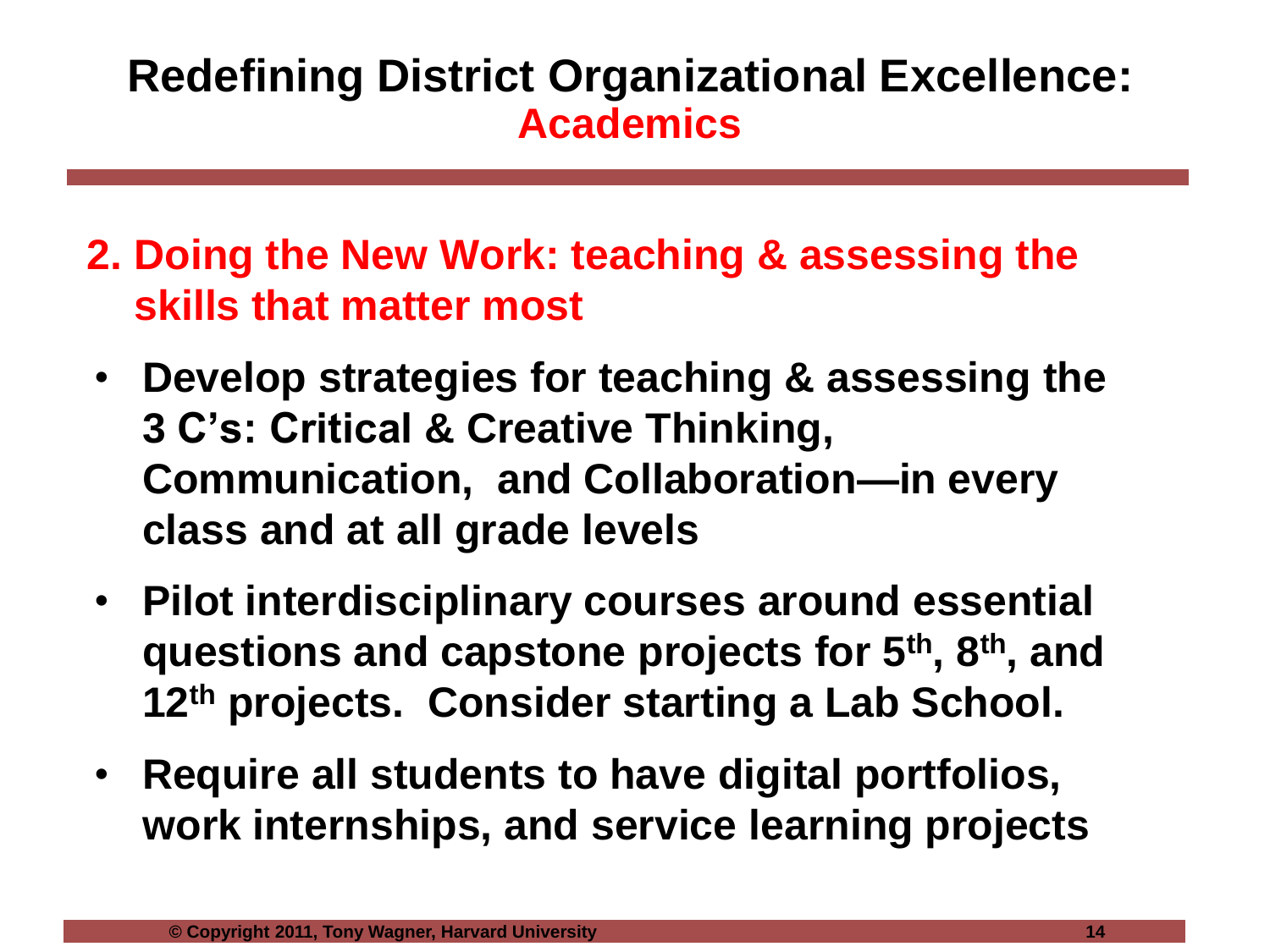# Redefining District Organizational Excellence: Academics

## 2. Doing the New Work: teaching & assessing the skills that matter most

- **Develop strategies for teaching & assessing the 3 C's: Critical & Creative Thinking, Communication, and Collaboration—in every class and at all grade levels**
- **Pilot interdisciplinary courses around essential questions and capstone projects for 5th, 8th, and 12th projects. Consider starting a Lab School.**
- **Require all students to have digital portfolios, work internships, and service learning projects**

© Copyright 2011, Tony Wagner, Harvard University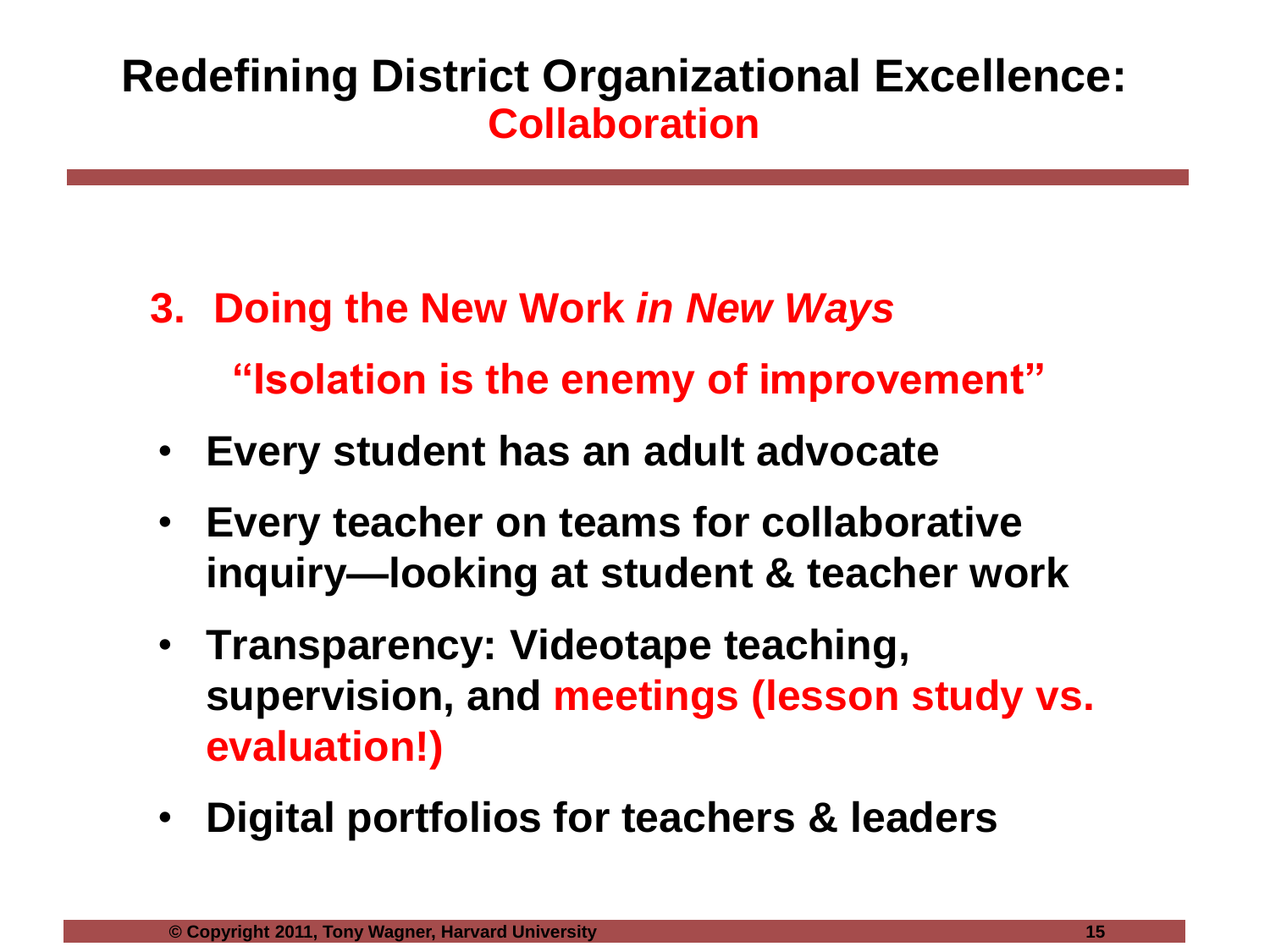# Redefining District Organizational Excellence: Collaboration

**3. Doing the New Work *in New Ways***

**"Isolation is the enemy of improvement"**

- **Every student has an adult advocate**
- **Every teacher on teams for collaborative inquiry—looking at student & teacher work**
- **Transparency: Videotape teaching, supervision, and meetings (lesson study vs. evaluation!)**
- **Digital portfolios for teachers & leaders**

© Copyright 2011, Tony Wagner, Harvard University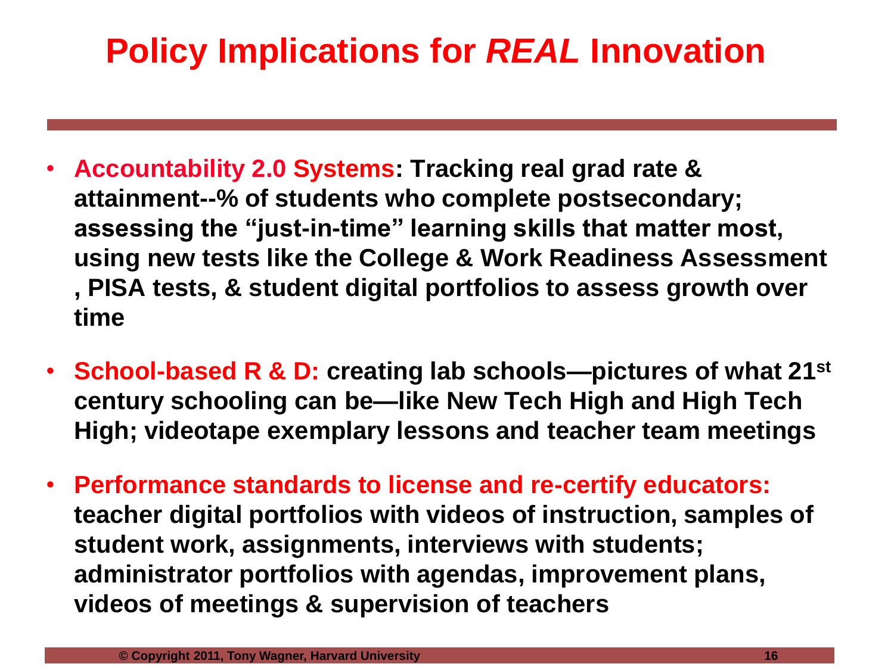# Policy Implications for *REAL* Innovation

- **Accountability 2.0 Systems: Tracking real grad rate & attainment--% of students who complete postsecondary; assessing the "just-in-time" learning skills that matter most, using new tests like the College & Work Readiness Assessment , PISA tests, & student digital portfolios to assess growth over time**

- **School-based R & D: creating lab schools—pictures of what 21st century schooling can be—like New Tech High and High Tech High; videotape exemplary lessons and teacher team meetings**

- **Performance standards to license and re-certify educators: teacher digital portfolios with videos of instruction, samples of student work, assignments, interviews with students; administrator portfolios with agendas, improvement plans, videos of meetings & supervision of teachers**

© Copyright 2011, Tony Wagner, Harvard University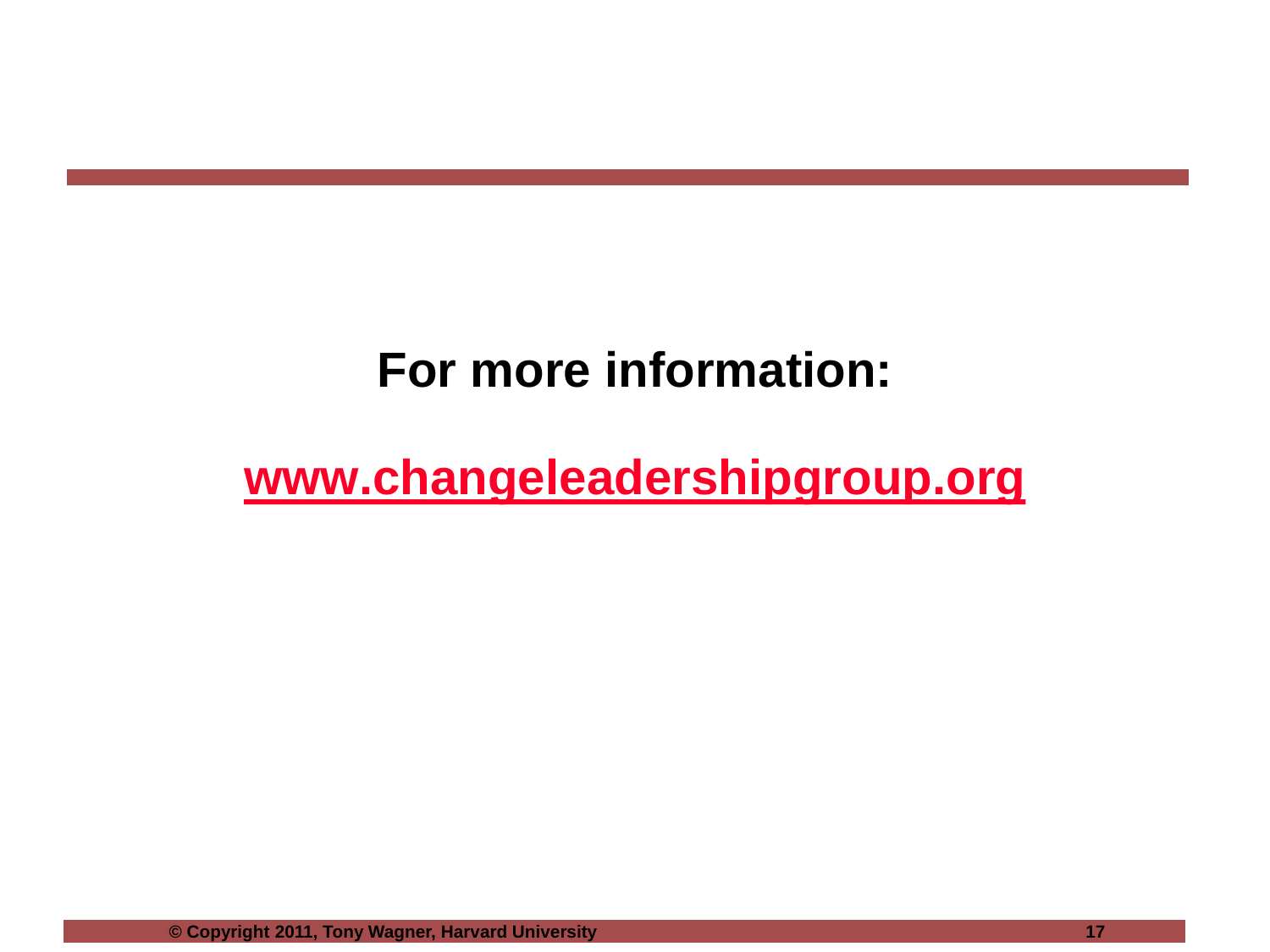# For more information:

[www.changeleadershipgroup.org](http://www.changeleadershipgroup.org)

© Copyright 2011, Tony Wagner, Harvard University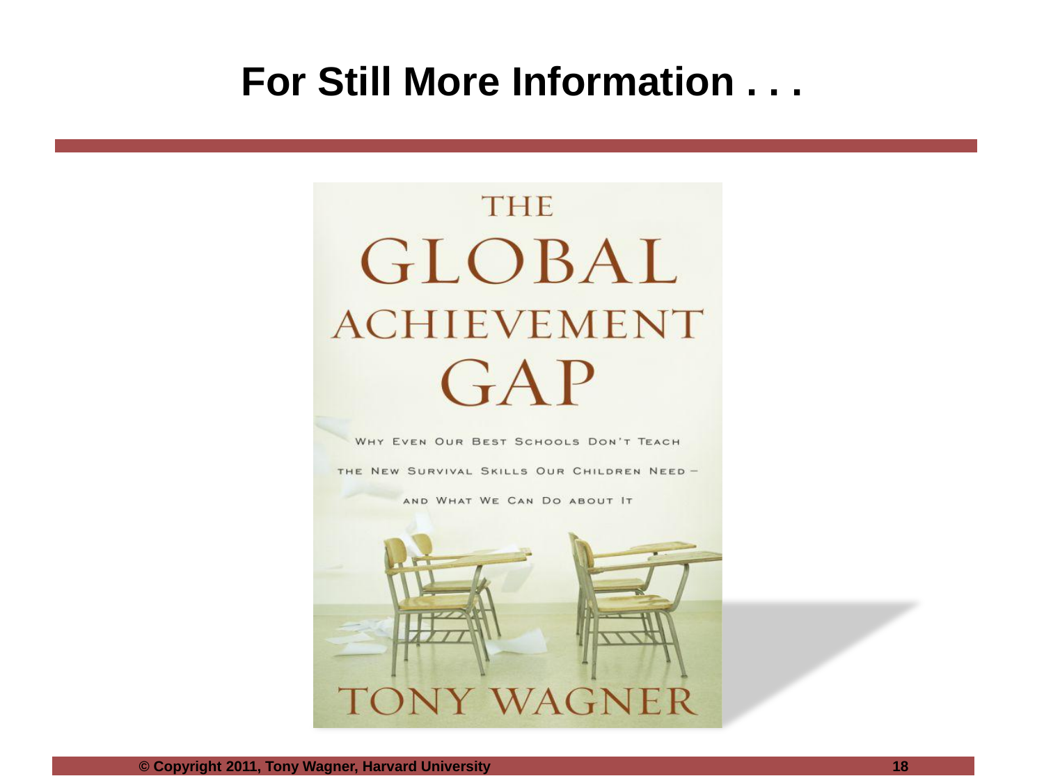# For Still More Information . . .

THE GLOBAL ACHIEVEMENT GAP

WHY EVEN OUR BEST SCHOOLS DON'T TEACH THE NEW SURVIVAL SKILLS OUR CHILDREN NEED – AND WHAT WE CAN DO ABOUT IT

TONY WAGNER

**© Copyright 2011, Tony Wagner, Harvard University**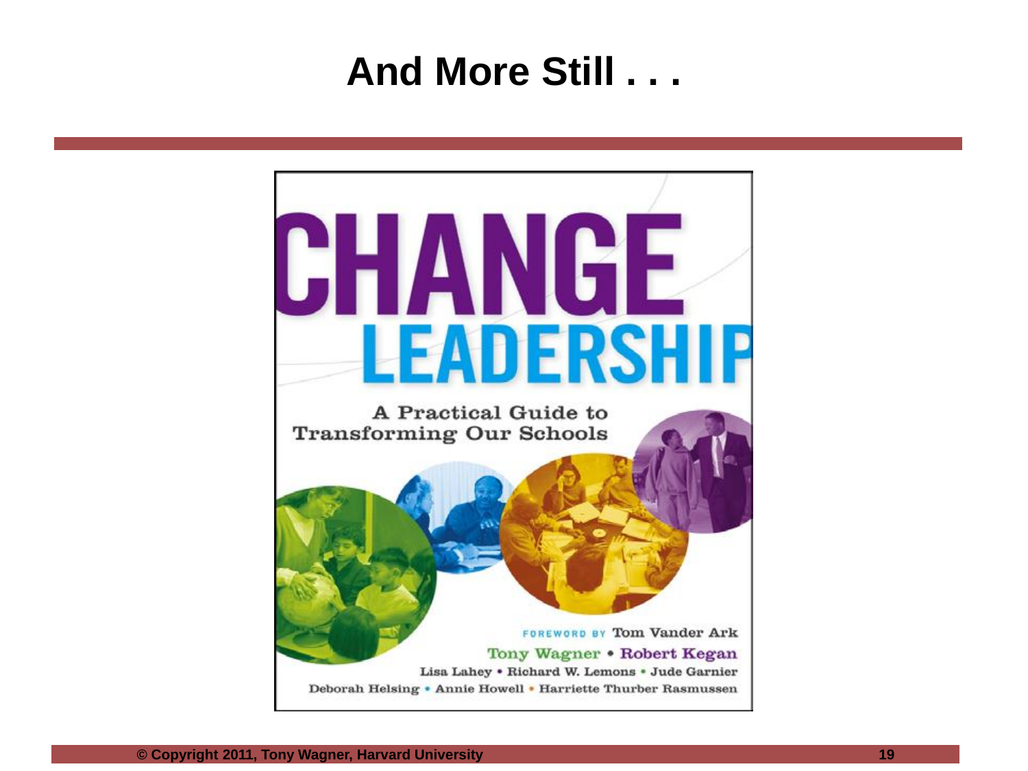# And More Still . . .

CHANGE LEADERSHIP

A Practical Guide to Transforming Our Schools

FOREWORD BY Tom Vander Ark

Tony Wagner • Robert Kegan

Lisa Lahey • Richard W. Lemons • Jude Garnier

Deborah Helsing • Annie Howell • Harriette Thurber Rasmussen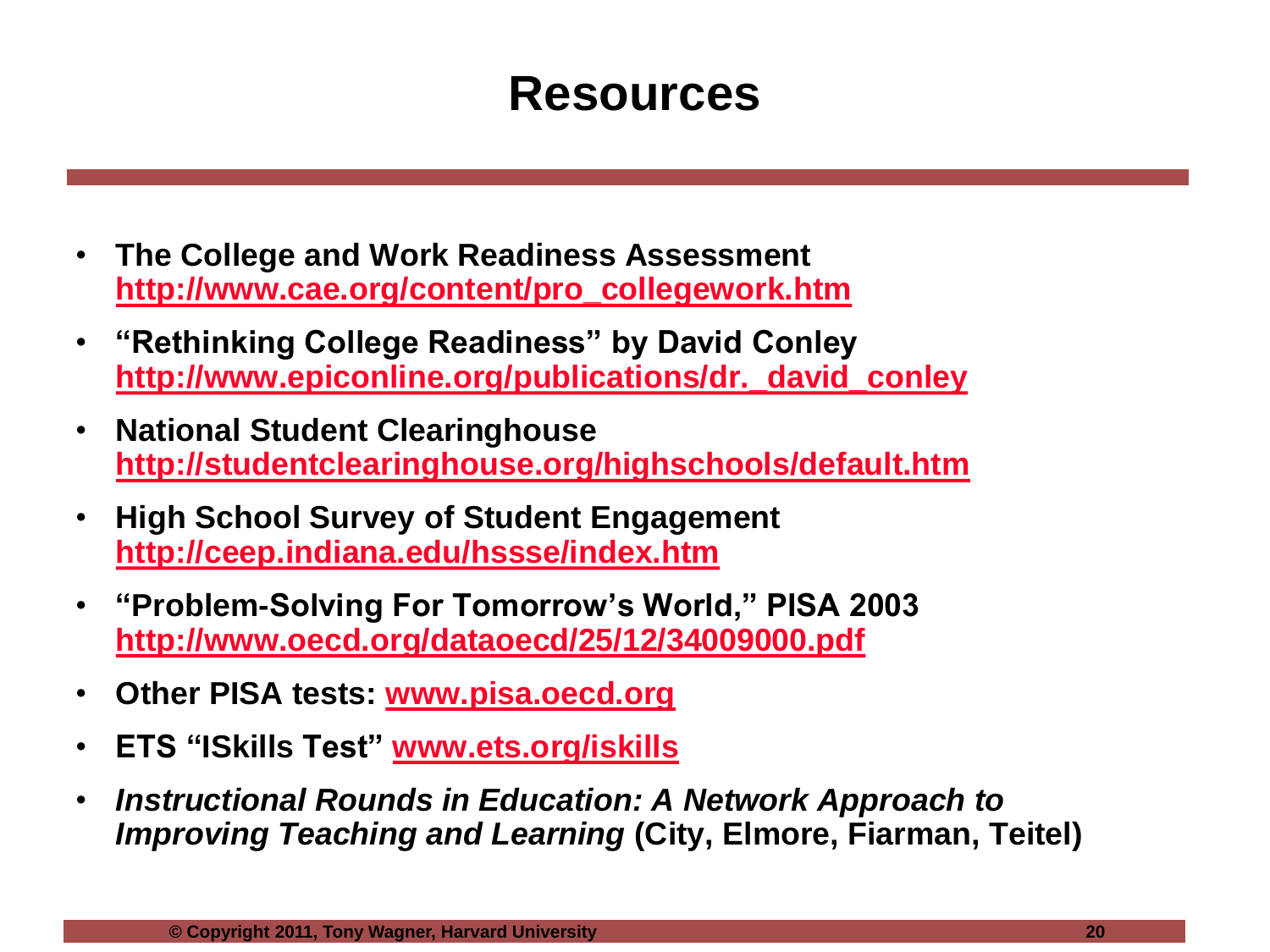# Resources

- **The College and Work Readiness Assessment** **http://www.cae.org/content/pro_collegework.htm**
- **"Rethinking College Readiness" by David Conley** **http://www.epiconline.org/publications/dr._david_conley**
- **National Student Clearinghouse** **http://studentclearinghouse.org/highschools/default.htm**
- **High School Survey of Student Engagement** **http://ceep.indiana.edu/hssse/index.htm**
- **"Problem-Solving For Tomorrow's World," PISA 2003** **http://www.oecd.org/dataoecd/25/12/34009000.pdf**
- **Other PISA tests: www.pisa.oecd.org**
- **ETS "ISkills Test" www.ets.org/iskills**
- ***Instructional Rounds in Education: A Network Approach to Improving Teaching and Learning* (City, Elmore, Fiarman, Teitel)**

© Copyright 2011, Tony Wagner, Harvard University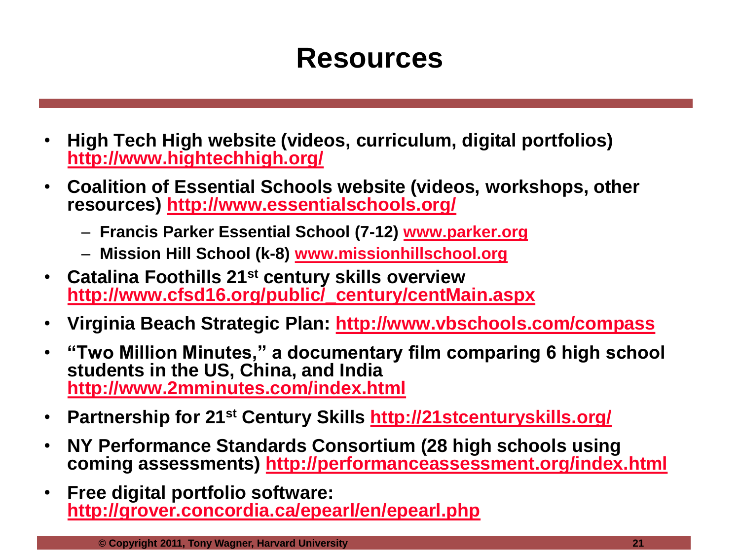# Resources

- **High Tech High website (videos, curriculum, digital portfolios) http://www.hightechhigh.org/**
- **Coalition of Essential Schools website (videos, workshops, other resources) http://www.essentialschools.org/**
  - **Francis Parker Essential School (7-12) www.parker.org**
  - **Mission Hill School (k-8) www.missionhillschool.org**
- **Catalina Foothills 21st century skills overview http://www.cfsd16.org/public/_century/centMain.aspx**
- **Virginia Beach Strategic Plan: http://www.vbschools.com/compass**
- **"Two Million Minutes," a documentary film comparing 6 high school students in the US, China, and India http://www.2mminutes.com/index.html**
- **Partnership for 21st Century Skills http://21stcenturyskills.org/**
- **NY Performance Standards Consortium (28 high schools using coming assessments) http://performanceassessment.org/index.html**
- **Free digital portfolio software: http://grover.concordia.ca/epearl/en/epearl.php**

© Copyright 2011, Tony Wagner, Harvard University